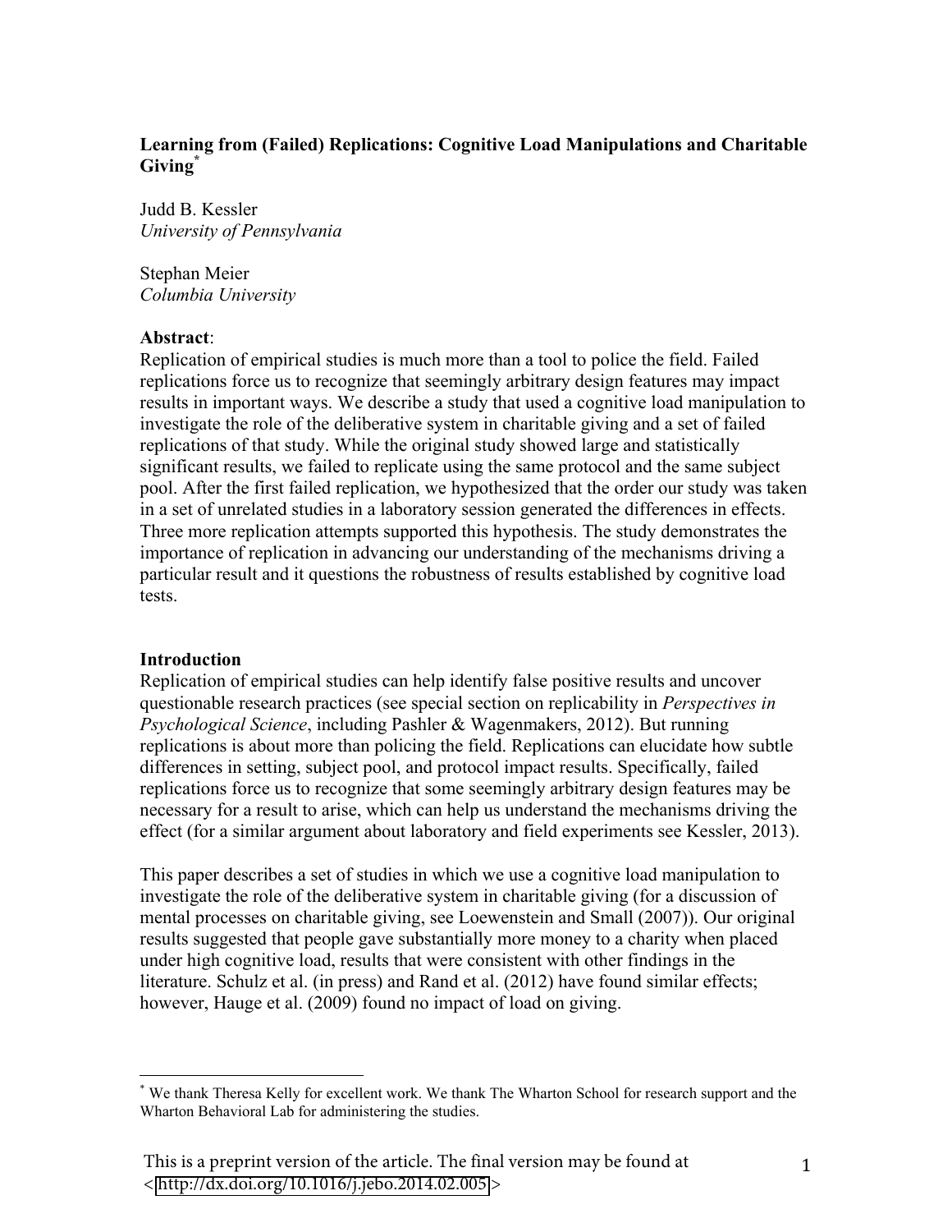# Learning from (Failed) Replications: Cognitive Load Manipulations and Charitable Giving[*]

Judd B. Kessler
*University of Pennsylvania*

Stephan Meier
*Columbia University*

**Abstract**:
Replication of empirical studies is much more than a tool to police the field. Failed replications force us to recognize that seemingly arbitrary design features may impact results in important ways. We describe a study that used a cognitive load manipulation to investigate the role of the deliberative system in charitable giving and a set of failed replications of that study. While the original study showed large and statistically significant results, we failed to replicate using the same protocol and the same subject pool. After the first failed replication, we hypothesized that the order our study was taken in a set of unrelated studies in a laboratory session generated the differences in effects. Three more replication attempts supported this hypothesis. The study demonstrates the importance of replication in advancing our understanding of the mechanisms driving a particular result and it questions the robustness of results established by cognitive load tests.

## Introduction

Replication of empirical studies can help identify false positive results and uncover questionable research practices (see special section on replicability in *Perspectives in Psychological Science*, including Pashler & Wagenmakers, 2012). But running replications is about more than policing the field. Replications can elucidate how subtle differences in setting, subject pool, and protocol impact results. Specifically, failed replications force us to recognize that some seemingly arbitrary design features may be necessary for a result to arise, which can help us understand the mechanisms driving the effect (for a similar argument about laboratory and field experiments see Kessler, 2013).

This paper describes a set of studies in which we use a cognitive load manipulation to investigate the role of the deliberative system in charitable giving (for a discussion of mental processes on charitable giving, see Loewenstein and Small (2007)). Our original results suggested that people gave substantially more money to a charity when placed under high cognitive load, results that were consistent with other findings in the literature. Schulz et al. (in press) and Rand et al. (2012) have found similar effects; however, Hauge et al. (2009) found no impact of load on giving.

---

[*] We thank Theresa Kelly for excellent work. We thank The Wharton School for research support and the Wharton Behavioral Lab for administering the studies.

This is a preprint version of the article. The final version may be found at <http://dx.doi.org/10.1016/j.jebo.2014.02.005>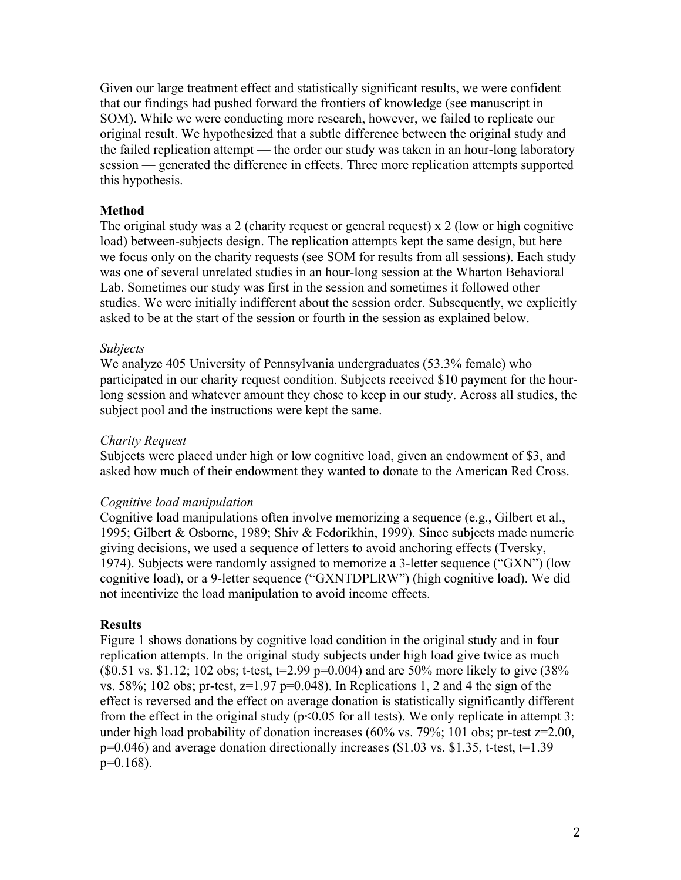Given our large treatment effect and statistically significant results, we were confident that our findings had pushed forward the frontiers of knowledge (see manuscript in SOM). While we were conducting more research, however, we failed to replicate our original result. We hypothesized that a subtle difference between the original study and the failed replication attempt — the order our study was taken in an hour-long laboratory session — generated the difference in effects. Three more replication attempts supported this hypothesis.

**Method**

The original study was a 2 (charity request or general request) x 2 (low or high cognitive load) between-subjects design. The replication attempts kept the same design, but here we focus only on the charity requests (see SOM for results from all sessions). Each study was one of several unrelated studies in an hour-long session at the Wharton Behavioral Lab. Sometimes our study was first in the session and sometimes it followed other studies. We were initially indifferent about the session order. Subsequently, we explicitly asked to be at the start of the session or fourth in the session as explained below.

*Subjects*

We analyze 405 University of Pennsylvania undergraduates (53.3% female) who participated in our charity request condition. Subjects received $10 payment for the hour-long session and whatever amount they chose to keep in our study. Across all studies, the subject pool and the instructions were kept the same.

*Charity Request*

Subjects were placed under high or low cognitive load, given an endowment of $3, and asked how much of their endowment they wanted to donate to the American Red Cross.

*Cognitive load manipulation*

Cognitive load manipulations often involve memorizing a sequence (e.g., Gilbert et al., 1995; Gilbert & Osborne, 1989; Shiv & Fedorikhin, 1999). Since subjects made numeric giving decisions, we used a sequence of letters to avoid anchoring effects (Tversky, 1974). Subjects were randomly assigned to memorize a 3-letter sequence ("GXN") (low cognitive load), or a 9-letter sequence ("GXNTDPLRW") (high cognitive load). We did not incentivize the load manipulation to avoid income effects.

**Results**

Figure 1 shows donations by cognitive load condition in the original study and in four replication attempts. In the original study subjects under high load give twice as much ($0.51 vs. $1.12; 102 obs; t-test, $t=2.99$ $p=0.004$) and are 50% more likely to give (38% vs. 58%; 102 obs; pr-test, $z=1.97$ $p=0.048$). In Replications 1, 2 and 4 the sign of the effect is reversed and the effect on average donation is statistically significantly different from the effect in the original study ($p<0.05$ for all tests). We only replicate in attempt 3: under high load probability of donation increases (60% vs. 79%; 101 obs; pr-test $z=2.00$, $p=0.046$) and average donation directionally increases ($1.03 vs. $1.35, t-test, $t=1.39$ $p=0.168$).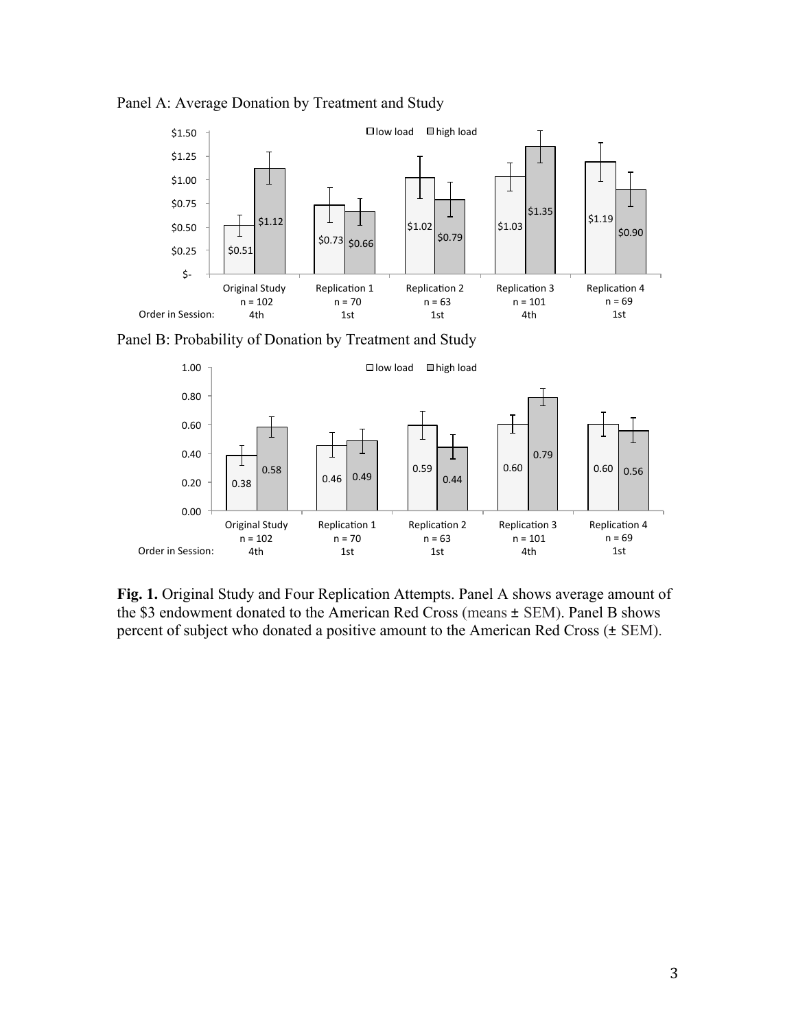Panel A: Average Donation by Treatment and Study

Panel B: Probability of Donation by Treatment and Study

**Fig. 1.** Original Study and Four Replication Attempts. Panel A shows average amount of the $3 endowment donated to the American Red Cross (means ± SEM). Panel B shows percent of subject who donated a positive amount to the American Red Cross (± SEM).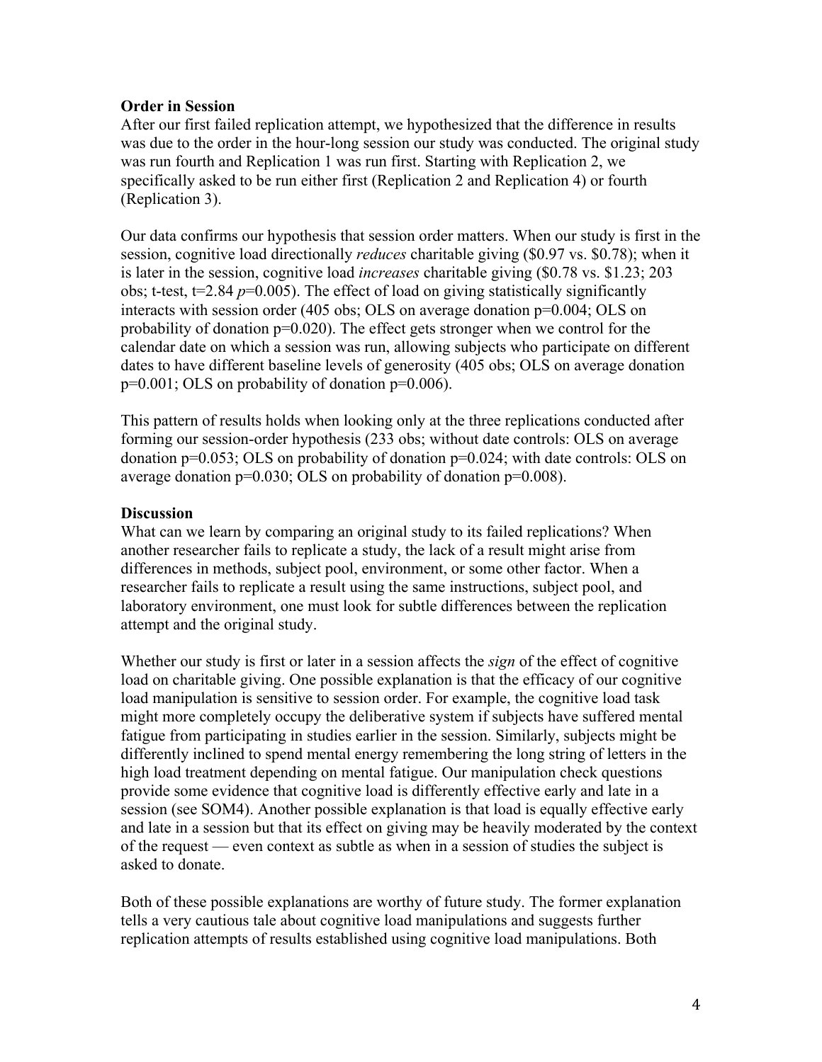**Order in Session**

After our first failed replication attempt, we hypothesized that the difference in results was due to the order in the hour-long session our study was conducted. The original study was run fourth and Replication 1 was run first. Starting with Replication 2, we specifically asked to be run either first (Replication 2 and Replication 4) or fourth (Replication 3).

Our data confirms our hypothesis that session order matters. When our study is first in the session, cognitive load directionally *reduces* charitable giving (\$0.97 vs. \$0.78); when it is later in the session, cognitive load *increases* charitable giving (\$0.78 vs. \$1.23; 203 obs; t-test, $t=2.84$ $p=0.005$). The effect of load on giving statistically significantly interacts with session order (405 obs; OLS on average donation $p=0.004$; OLS on probability of donation $p=0.020$). The effect gets stronger when we control for the calendar date on which a session was run, allowing subjects who participate on different dates to have different baseline levels of generosity (405 obs; OLS on average donation $p=0.001$; OLS on probability of donation $p=0.006$).

This pattern of results holds when looking only at the three replications conducted after forming our session-order hypothesis (233 obs; without date controls: OLS on average donation $p=0.053$; OLS on probability of donation $p=0.024$; with date controls: OLS on average donation $p=0.030$; OLS on probability of donation $p=0.008$).

**Discussion**

What can we learn by comparing an original study to its failed replications? When another researcher fails to replicate a study, the lack of a result might arise from differences in methods, subject pool, environment, or some other factor. When a researcher fails to replicate a result using the same instructions, subject pool, and laboratory environment, one must look for subtle differences between the replication attempt and the original study.

Whether our study is first or later in a session affects the *sign* of the effect of cognitive load on charitable giving. One possible explanation is that the efficacy of our cognitive load manipulation is sensitive to session order. For example, the cognitive load task might more completely occupy the deliberative system if subjects have suffered mental fatigue from participating in studies earlier in the session. Similarly, subjects might be differently inclined to spend mental energy remembering the long string of letters in the high load treatment depending on mental fatigue. Our manipulation check questions provide some evidence that cognitive load is differently effective early and late in a session (see SOM4). Another possible explanation is that load is equally effective early and late in a session but that its effect on giving may be heavily moderated by the context of the request — even context as subtle as when in a session of studies the subject is asked to donate.

Both of these possible explanations are worthy of future study. The former explanation tells a very cautious tale about cognitive load manipulations and suggests further replication attempts of results established using cognitive load manipulations. Both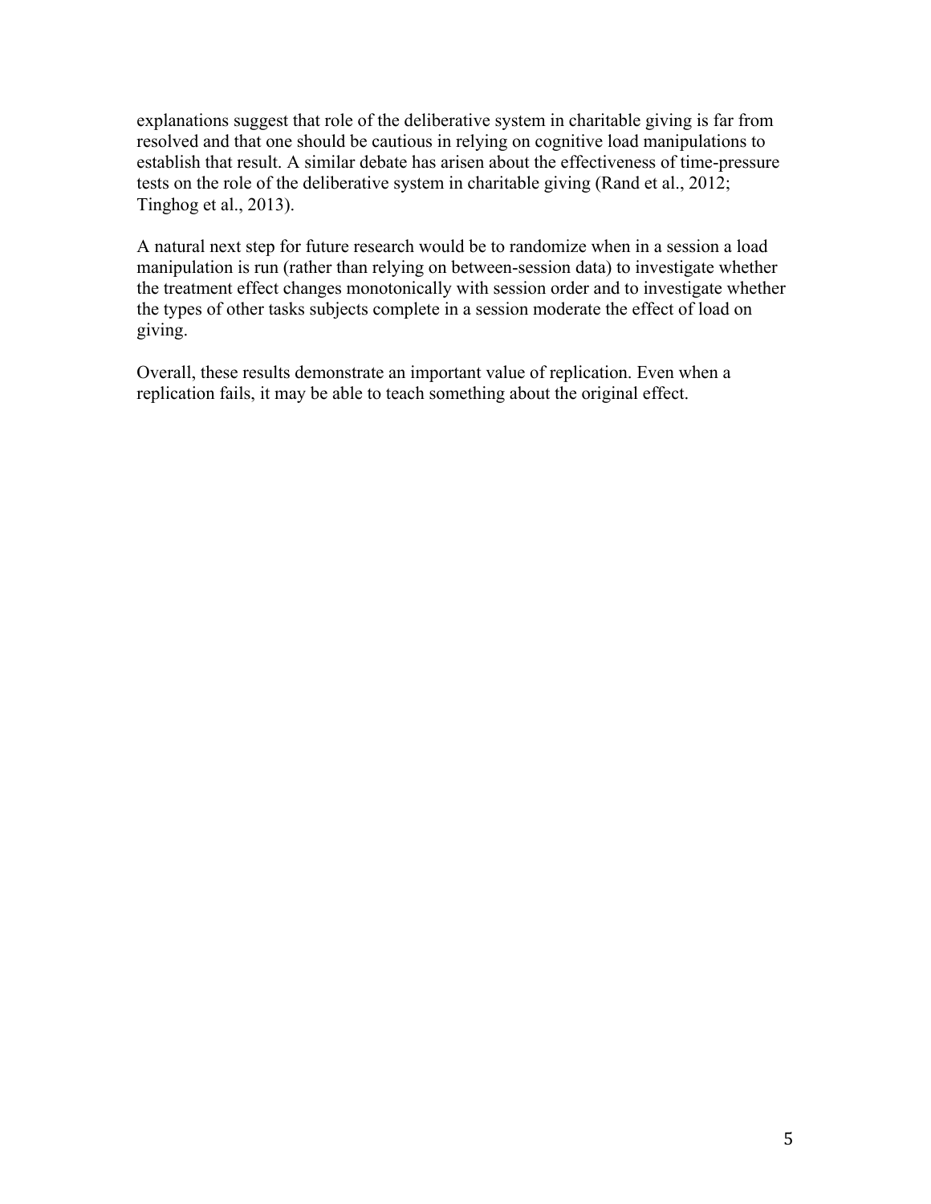explanations suggest that role of the deliberative system in charitable giving is far from resolved and that one should be cautious in relying on cognitive load manipulations to establish that result. A similar debate has arisen about the effectiveness of time-pressure tests on the role of the deliberative system in charitable giving (Rand et al., 2012; Tinghog et al., 2013).

A natural next step for future research would be to randomize when in a session a load manipulation is run (rather than relying on between-session data) to investigate whether the treatment effect changes monotonically with session order and to investigate whether the types of other tasks subjects complete in a session moderate the effect of load on giving.

Overall, these results demonstrate an important value of replication. Even when a replication fails, it may be able to teach something about the original effect.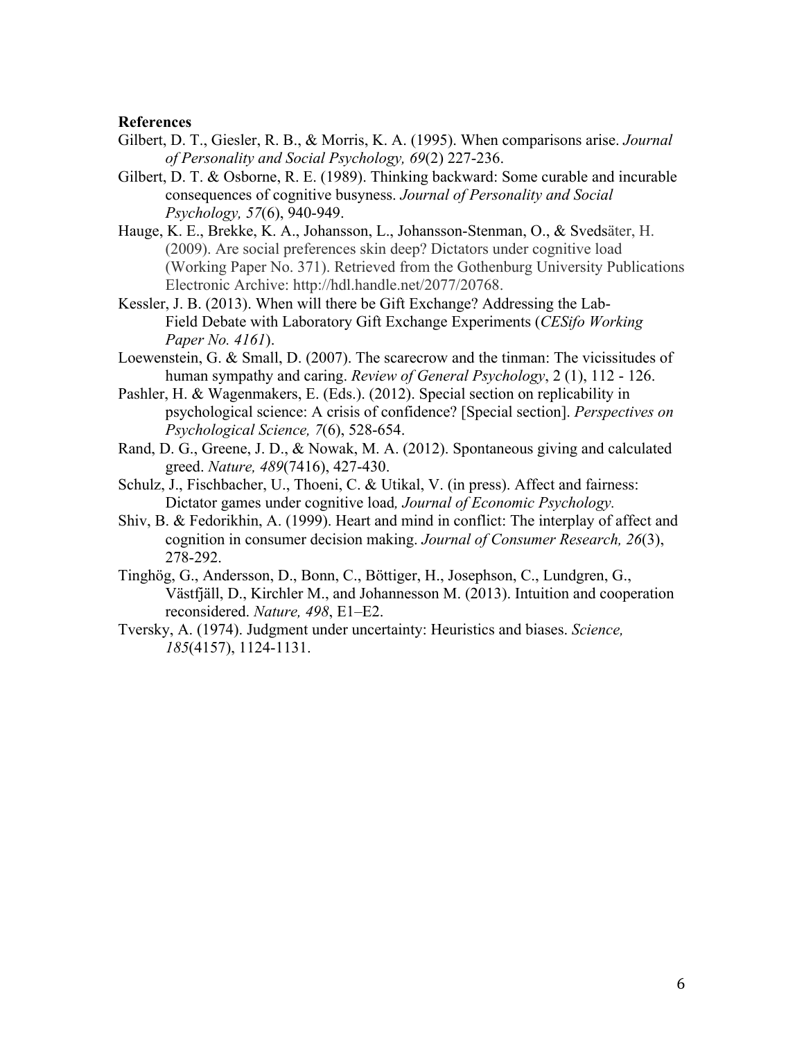**References**

Gilbert, D. T., Giesler, R. B., & Morris, K. A. (1995). When comparisons arise. *Journal of Personality and Social Psychology, 69*(2) 227-236.

Gilbert, D. T. & Osborne, R. E. (1989). Thinking backward: Some curable and incurable consequences of cognitive busyness. *Journal of Personality and Social Psychology, 57*(6), 940-949.

Hauge, K. E., Brekke, K. A., Johansson, L., Johansson-Stenman, O., & Svedsäter, H. (2009). Are social preferences skin deep? Dictators under cognitive load (Working Paper No. 371). Retrieved from the Gothenburg University Publications Electronic Archive: http://hdl.handle.net/2077/20768.

Kessler, J. B. (2013). When will there be Gift Exchange? Addressing the Lab-Field Debate with Laboratory Gift Exchange Experiments (*CESifo Working Paper No. 4161*).

Loewenstein, G. & Small, D. (2007). The scarecrow and the tinman: The vicissitudes of human sympathy and caring. *Review of General Psychology*, 2 (1), 112 - 126.

Pashler, H. & Wagenmakers, E. (Eds.). (2012). Special section on replicability in psychological science: A crisis of confidence? [Special section]. *Perspectives on Psychological Science, 7*(6), 528-654.

Rand, D. G., Greene, J. D., & Nowak, M. A. (2012). Spontaneous giving and calculated greed. *Nature, 489*(7416), 427-430.

Schulz, J., Fischbacher, U., Thoeni, C. & Utikal, V. (in press). Affect and fairness: Dictator games under cognitive load*, Journal of Economic Psychology.*

Shiv, B. & Fedorikhin, A. (1999). Heart and mind in conflict: The interplay of affect and cognition in consumer decision making. *Journal of Consumer Research, 26*(3), 278-292.

Tinghög, G., Andersson, D., Bonn, C., Böttiger, H., Josephson, C., Lundgren, G., Västfjäll, D., Kirchler M., and Johannesson M. (2013). Intuition and cooperation reconsidered. *Nature, 498*, E1–E2.

Tversky, A. (1974). Judgment under uncertainty: Heuristics and biases. *Science, 185*(4157), 1124-1131.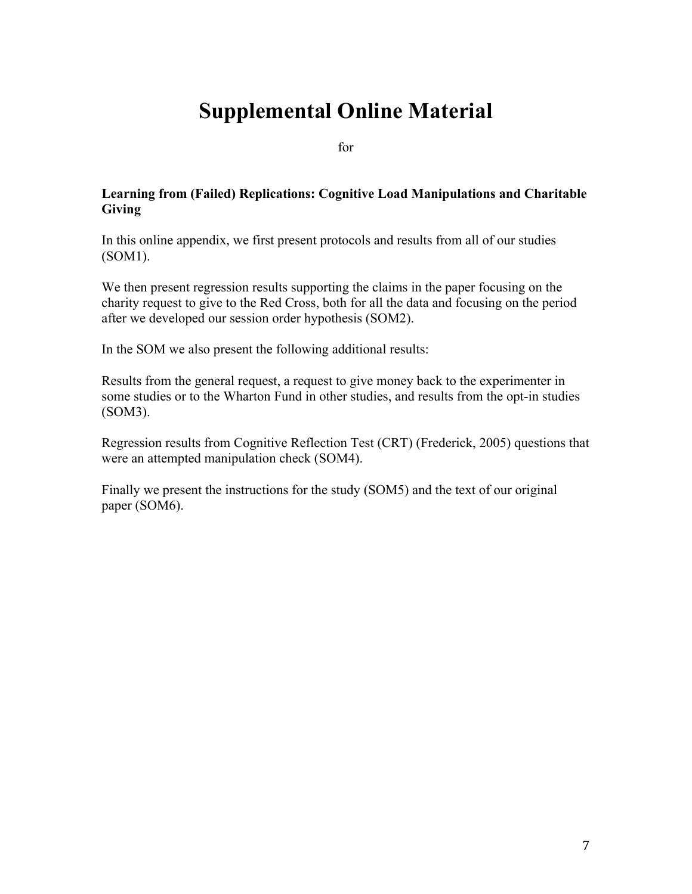# Supplemental Online Material

for

**Learning from (Failed) Replications: Cognitive Load Manipulations and Charitable Giving**

In this online appendix, we first present protocols and results from all of our studies (SOM1).

We then present regression results supporting the claims in the paper focusing on the charity request to give to the Red Cross, both for all the data and focusing on the period after we developed our session order hypothesis (SOM2).

In the SOM we also present the following additional results:

Results from the general request, a request to give money back to the experimenter in some studies or to the Wharton Fund in other studies, and results from the opt-in studies (SOM3).

Regression results from Cognitive Reflection Test (CRT) (Frederick, 2005) questions that were an attempted manipulation check (SOM4).

Finally we present the instructions for the study (SOM5) and the text of our original paper (SOM6).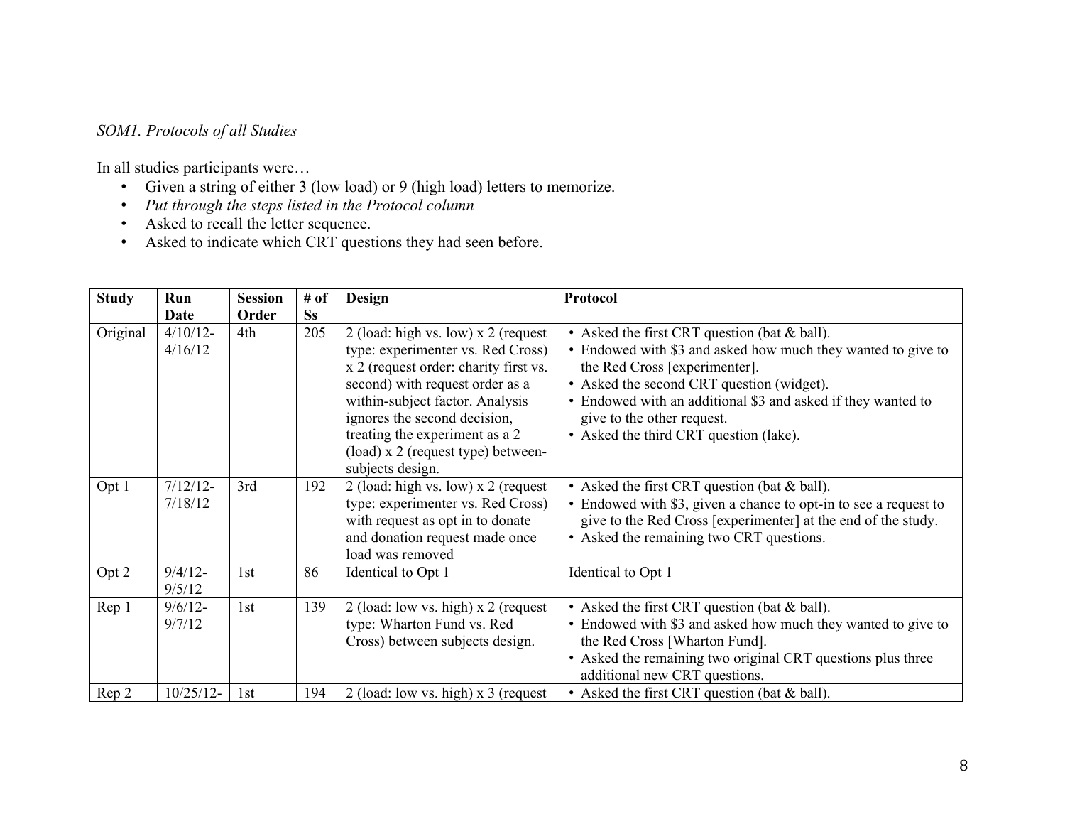*SOM1. Protocols of all Studies*

In all studies participants were…

- Given a string of either 3 (low load) or 9 (high load) letters to memorize.
- *Put through the steps listed in the Protocol column*
- Asked to recall the letter sequence.
- Asked to indicate which CRT questions they had seen before.

| Study | Run Date | Session Order | # of Ss | Design | Protocol |
|---|---|---|---|---|---|
| Original | 4/10/12-4/16/12 | 4th | 205 | 2 (load: high vs. low) x 2 (request type: experimenter vs. Red Cross) x 2 (request order: charity first vs. second) with request order as a within-subject factor. Analysis ignores the second decision, treating the experiment as a 2 (load) x 2 (request type) between-subjects design. | • Asked the first CRT question (bat & ball).<br>• Endowed with $3 and asked how much they wanted to give to the Red Cross [experimenter].<br>• Asked the second CRT question (widget).<br>• Endowed with an additional $3 and asked if they wanted to give to the other request.<br>• Asked the third CRT question (lake). |
| Opt 1 | 7/12/12-7/18/12 | 3rd | 192 | 2 (load: high vs. low) x 2 (request type: experimenter vs. Red Cross) with request as opt in to donate and donation request made once load was removed | • Asked the first CRT question (bat & ball).<br>• Endowed with $3, given a chance to opt-in to see a request to give to the Red Cross [experimenter] at the end of the study.<br>• Asked the remaining two CRT questions. |
| Opt 2 | 9/4/12-9/5/12 | 1st | 86 | Identical to Opt 1 | Identical to Opt 1 |
| Rep 1 | 9/6/12-9/7/12 | 1st | 139 | 2 (load: low vs. high) x 2 (request type: Wharton Fund vs. Red Cross) between subjects design. | • Asked the first CRT question (bat & ball).<br>• Endowed with $3 and asked how much they wanted to give to the Red Cross [Wharton Fund].<br>• Asked the remaining two original CRT questions plus three additional new CRT questions. |
| Rep 2 | 10/25/12- | 1st | 194 | 2 (load: low vs. high) x 3 (request | • Asked the first CRT question (bat & ball). |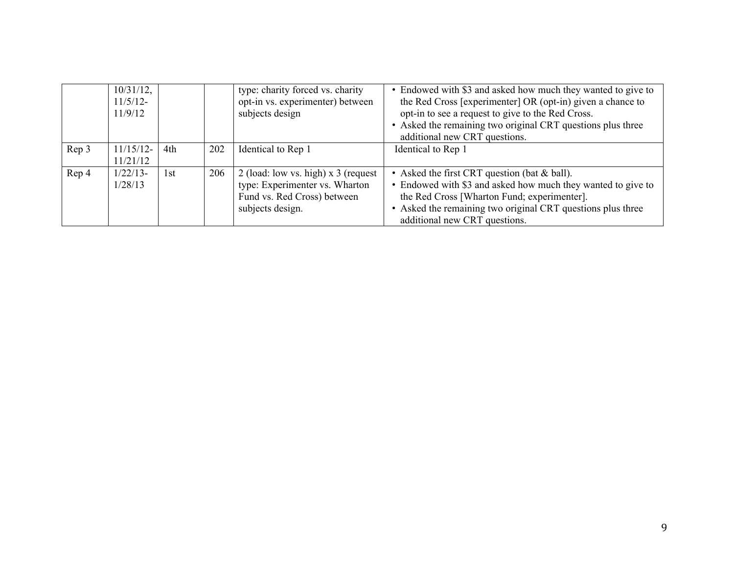|  | 10/31/12, 11/5/12-11/9/12 |  |  | type: charity forced vs. charity opt-in vs. experimenter) between subjects design | • Endowed with $3 and asked how much they wanted to give to the Red Cross [experimenter] OR (opt-in) given a chance to opt-in to see a request to give to the Red Cross.<br>• Asked the remaining two original CRT questions plus three additional new CRT questions. |
|---|---|---|---|---|---|
| Rep 3 | 11/15/12-11/21/12 | 4th | 202 | Identical to Rep 1 | Identical to Rep 1 |
| Rep 4 | 1/22/13-1/28/13 | 1st | 206 | 2 (load: low vs. high) x 3 (request type: Experimenter vs. Wharton Fund vs. Red Cross) between subjects design. | • Asked the first CRT question (bat & ball).<br>• Endowed with $3 and asked how much they wanted to give to the Red Cross [Wharton Fund; experimenter].<br>• Asked the remaining two original CRT questions plus three additional new CRT questions. |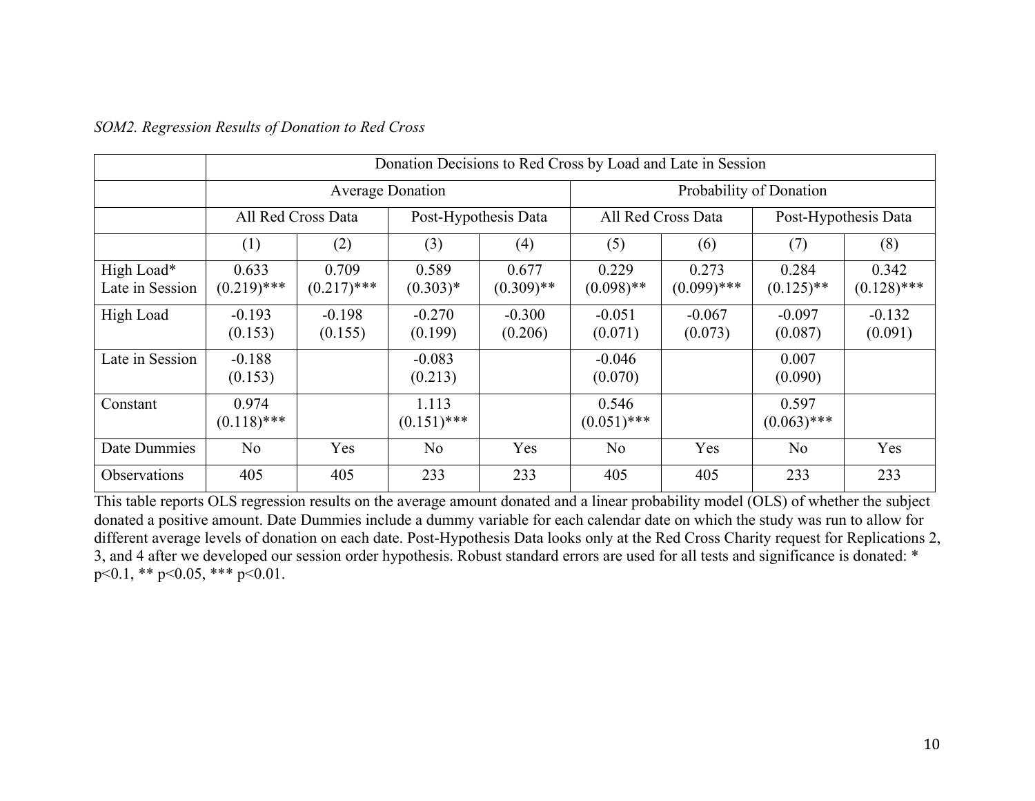*SOM2. Regression Results of Donation to Red Cross*

| | Donation Decisions to Red Cross by Load and Late in Session | | | | | | | |
|---|---|---|---|---|---|---|---|---|
| | Average Donation | | | | Probability of Donation | | | |
| | All Red Cross Data | | Post-Hypothesis Data | | All Red Cross Data | | Post-Hypothesis Data | |
| | (1) | (2) | (3) | (4) | (5) | (6) | (7) | (8) |
| High Load* Late in Session | 0.633 (0.219)*** | 0.709 (0.217)*** | 0.589 (0.303)* | 0.677 (0.309)** | 0.229 (0.098)** | 0.273 (0.099)*** | 0.284 (0.125)** | 0.342 (0.128)*** |
| High Load | -0.193 (0.153) | -0.198 (0.155) | -0.270 (0.199) | -0.300 (0.206) | -0.051 (0.071) | -0.067 (0.073) | -0.097 (0.087) | -0.132 (0.091) |
| Late in Session | -0.188 (0.153) | | -0.083 (0.213) | | -0.046 (0.070) | | 0.007 (0.090) | |
| Constant | 0.974 (0.118)*** | | 1.113 (0.151)*** | | 0.546 (0.051)*** | | 0.597 (0.063)*** | |
| Date Dummies | No | Yes | No | Yes | No | Yes | No | Yes |
| Observations | 405 | 405 | 233 | 233 | 405 | 405 | 233 | 233 |

This table reports OLS regression results on the average amount donated and a linear probability model (OLS) of whether the subject donated a positive amount. Date Dummies include a dummy variable for each calendar date on which the study was run to allow for different average levels of donation on each date. Post-Hypothesis Data looks only at the Red Cross Charity request for Replications 2, 3, and 4 after we developed our session order hypothesis. Robust standard errors are used for all tests and significance is donated: * $p<0.1$, ** $p<0.05$, *** $p<0.01$.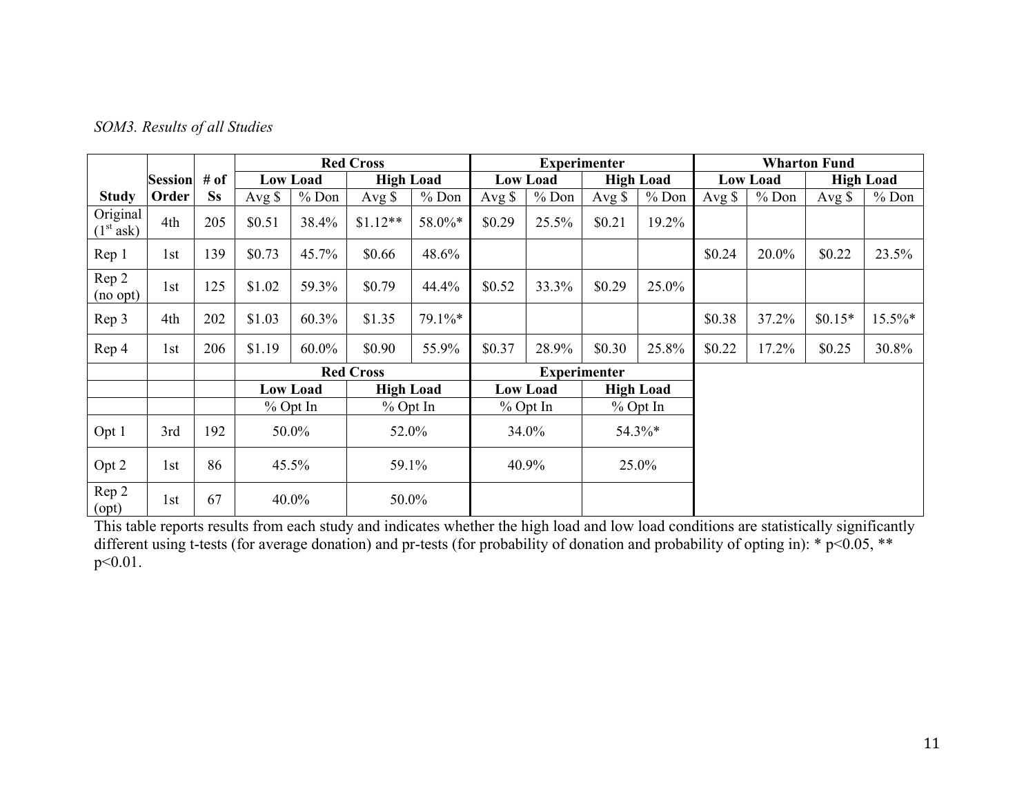*SOM3. Results of all Studies*

| Study | Session Order | # of Ss | Red Cross | | | | Experimenter | | | | Wharton Fund | | | |
|---|---|---|---|---|---|---|---|---|---|---|---|---|---|---|
| | | | Low Load | | High Load | | Low Load | | High Load | | Low Load | | High Load | |
| | | | Avg $ | % Don | Avg $ | % Don | Avg $ | % Don | Avg $ | % Don | Avg $ | % Don | Avg $ | % Don |
| Original (1st ask) | 4th | 205 | $0.51 | 38.4% | $1.12** | 58.0%* | $0.29 | 25.5% | $0.21 | 19.2% | | | | |
| Rep 1 | 1st | 139 | $0.73 | 45.7% | $0.66 | 48.6% | | | | | $0.24 | 20.0% | $0.22 | 23.5% |
| Rep 2 (no opt) | 1st | 125 | $1.02 | 59.3% | $0.79 | 44.4% | $0.52 | 33.3% | $0.29 | 25.0% | | | | |
| Rep 3 | 4th | 202 | $1.03 | 60.3% | $1.35 | 79.1%* | | | | | $0.38 | 37.2% | $0.15* | 15.5%* |
| Rep 4 | 1st | 206 | $1.19 | 60.0% | $0.90 | 55.9% | $0.37 | 28.9% | $0.30 | 25.8% | $0.22 | 17.2% | $0.25 | 30.8% |
| | | | Red Cross | | | | Experimenter | | | | | | | |
| | | | Low Load | | High Load | | Low Load | | High Load | | | | | |
| | | | % Opt In | | % Opt In | | % Opt In | | % Opt In | | | | | |
| Opt 1 | 3rd | 192 | 50.0% | | 52.0% | | 34.0% | | 54.3%* | | | | | |
| Opt 2 | 1st | 86 | 45.5% | | 59.1% | | 40.9% | | 25.0% | | | | | |
| Rep 2 (opt) | 1st | 67 | 40.0% | | 50.0% | | | | | | | | | |

This table reports results from each study and indicates whether the high load and low load conditions are statistically significantly different using t-tests (for average donation) and pr-tests (for probability of donation and probability of opting in): * $p<0.05$, ** $p<0.01$.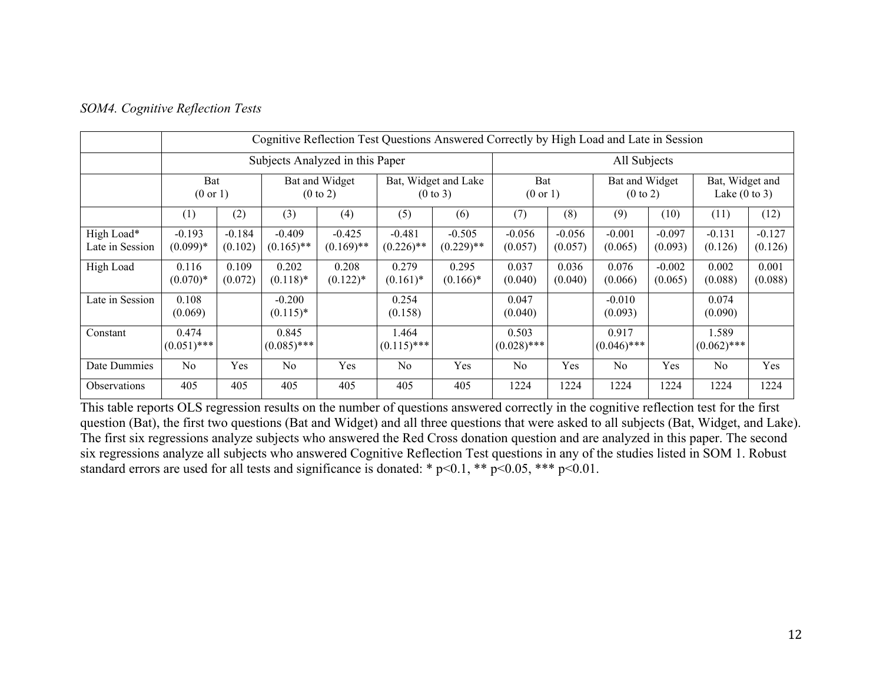*SOM4. Cognitive Reflection Tests*

| | Cognitive Reflection Test Questions Answered Correctly by High Load and Late in Session | | | | | | | | | | | |
|---|---|---|---|---|---|---|---|---|---|---|---|---|
| | Subjects Analyzed in this Paper | | | | | | All Subjects | | | | | |
| | Bat (0 or 1) | | Bat and Widget (0 to 2) | | Bat, Widget and Lake (0 to 3) | | Bat (0 or 1) | | Bat and Widget (0 to 2) | | Bat, Widget and Lake (0 to 3) | |
| | (1) | (2) | (3) | (4) | (5) | (6) | (7) | (8) | (9) | (10) | (11) | (12) |
| High Load* Late in Session | -0.193 (0.099)* | -0.184 (0.102) | -0.409 (0.165)** | -0.425 (0.169)** | -0.481 (0.226)** | -0.505 (0.229)** | -0.056 (0.057) | -0.056 (0.057) | -0.001 (0.065) | -0.097 (0.093) | -0.131 (0.126) | -0.127 (0.126) |
| High Load | 0.116 (0.070)* | 0.109 (0.072) | 0.202 (0.118)* | 0.208 (0.122)* | 0.279 (0.161)* | 0.295 (0.166)* | 0.037 (0.040) | 0.036 (0.040) | 0.076 (0.066) | -0.002 (0.065) | 0.002 (0.088) | 0.001 (0.088) |
| Late in Session | 0.108 (0.069) | | -0.200 (0.115)* | | 0.254 (0.158) | | 0.047 (0.040) | | -0.010 (0.093) | | 0.074 (0.090) | |
| Constant | 0.474 (0.051)*** | | 0.845 (0.085)*** | | 1.464 (0.115)*** | | 0.503 (0.028)*** | | 0.917 (0.046)*** | | 1.589 (0.062)*** | |
| Date Dummies | No | Yes | No | Yes | No | Yes | No | Yes | No | Yes | No | Yes |
| Observations | 405 | 405 | 405 | 405 | 405 | 405 | 1224 | 1224 | 1224 | 1224 | 1224 | 1224 |

This table reports OLS regression results on the number of questions answered correctly in the cognitive reflection test for the first question (Bat), the first two questions (Bat and Widget) and all three questions that were asked to all subjects (Bat, Widget, and Lake). The first six regressions analyze subjects who answered the Red Cross donation question and are analyzed in this paper. The second six regressions analyze all subjects who answered Cognitive Reflection Test questions in any of the studies listed in SOM 1. Robust standard errors are used for all tests and significance is donated: * $p<0.1$, ** $p<0.05$, *** $p<0.01$.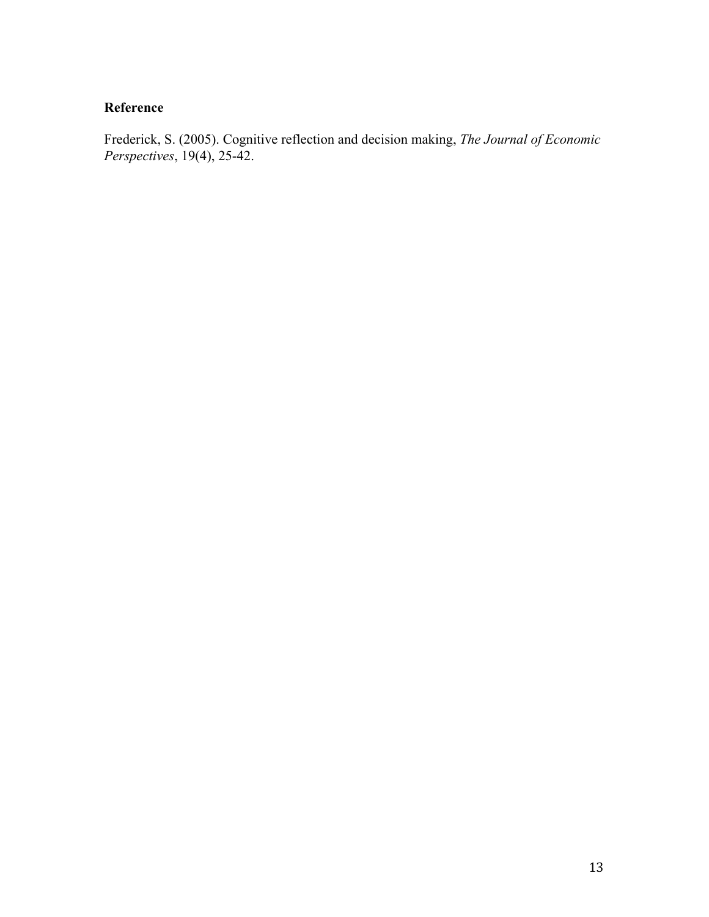## Reference

Frederick, S. (2005). Cognitive reflection and decision making, *The Journal of Economic Perspectives*, 19(4), 25-42.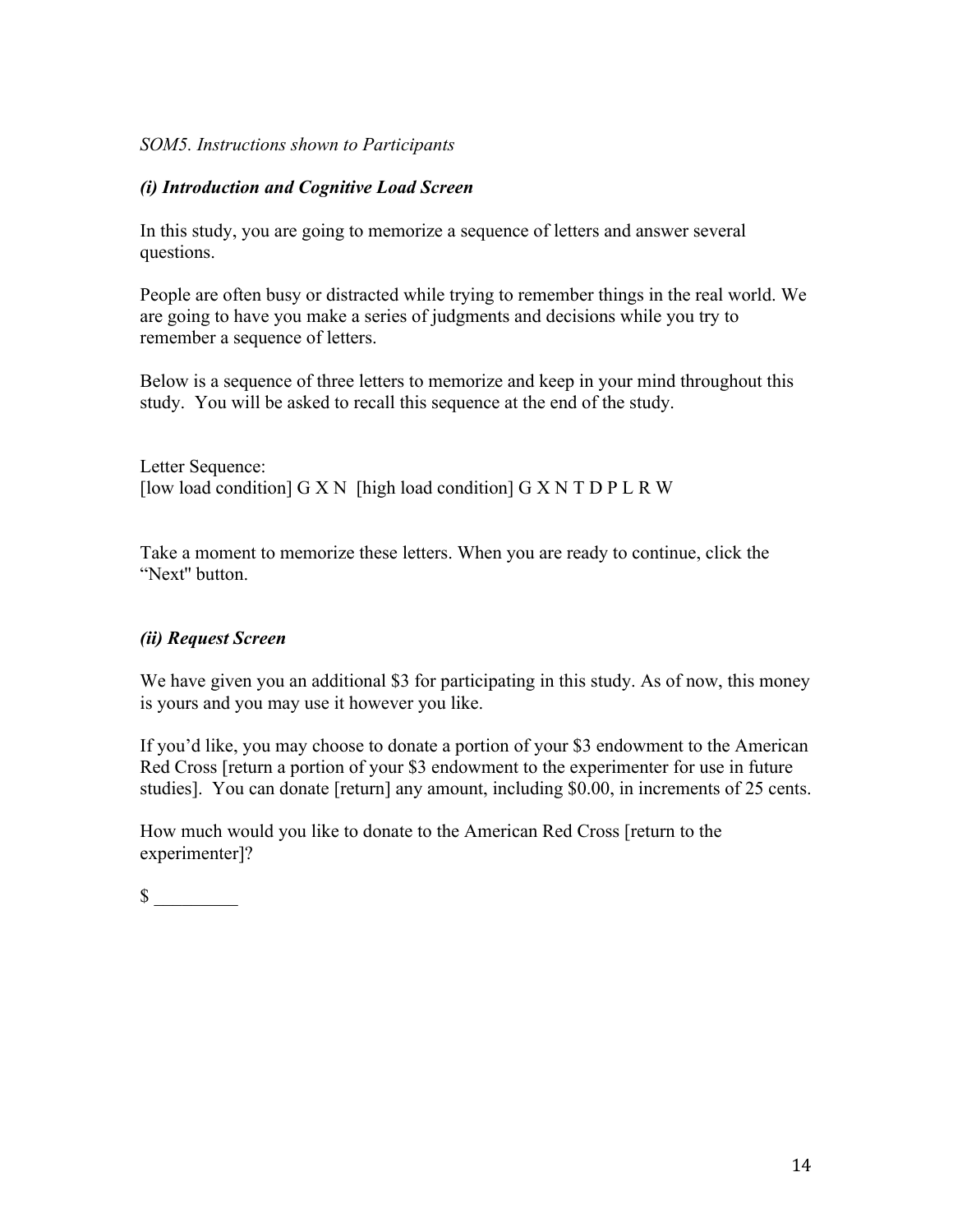*SOM5. Instructions shown to Participants*

***(i) Introduction and Cognitive Load Screen***

In this study, you are going to memorize a sequence of letters and answer several questions.

People are often busy or distracted while trying to remember things in the real world. We are going to have you make a series of judgments and decisions while you try to remember a sequence of letters.

Below is a sequence of three letters to memorize and keep in your mind throughout this study. You will be asked to recall this sequence at the end of the study.

Letter Sequence:
[low load condition] G X N [high load condition] G X N T D P L R W

Take a moment to memorize these letters. When you are ready to continue, click the "Next" button.

***(ii) Request Screen***

We have given you an additional $3 for participating in this study. As of now, this money is yours and you may use it however you like.

If you'd like, you may choose to donate a portion of your $3 endowment to the American Red Cross [return a portion of your $3 endowment to the experimenter for use in future studies]. You can donate [return] any amount, including $0.00, in increments of 25 cents.

How much would you like to donate to the American Red Cross [return to the experimenter]?

$ _________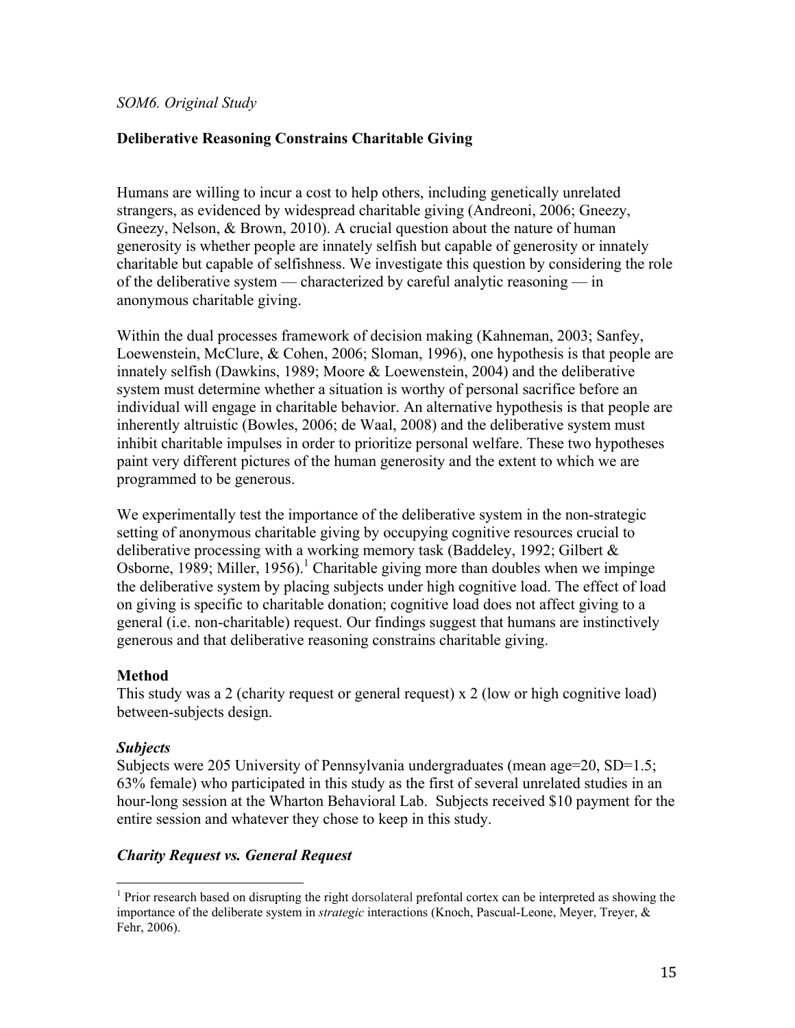*SOM6. Original Study*

## Deliberative Reasoning Constrains Charitable Giving

Humans are willing to incur a cost to help others, including genetically unrelated strangers, as evidenced by widespread charitable giving (Andreoni, 2006; Gneezy, Gneezy, Nelson, & Brown, 2010). A crucial question about the nature of human generosity is whether people are innately selfish but capable of generosity or innately charitable but capable of selfishness. We investigate this question by considering the role of the deliberative system — characterized by careful analytic reasoning — in anonymous charitable giving.

Within the dual processes framework of decision making (Kahneman, 2003; Sanfey, Loewenstein, McClure, & Cohen, 2006; Sloman, 1996), one hypothesis is that people are innately selfish (Dawkins, 1989; Moore & Loewenstein, 2004) and the deliberative system must determine whether a situation is worthy of personal sacrifice before an individual will engage in charitable behavior. An alternative hypothesis is that people are inherently altruistic (Bowles, 2006; de Waal, 2008) and the deliberative system must inhibit charitable impulses in order to prioritize personal welfare. These two hypotheses paint very different pictures of the human generosity and the extent to which we are programmed to be generous.

We experimentally test the importance of the deliberative system in the non-strategic setting of anonymous charitable giving by occupying cognitive resources crucial to deliberative processing with a working memory task (Baddeley, 1992; Gilbert & Osborne, 1989; Miller, 1956).[1] Charitable giving more than doubles when we impinge the deliberative system by placing subjects under high cognitive load. The effect of load on giving is specific to charitable donation; cognitive load does not affect giving to a general (i.e. non-charitable) request. Our findings suggest that humans are instinctively generous and that deliberative reasoning constrains charitable giving.

### Method

This study was a 2 (charity request or general request) x 2 (low or high cognitive load) between-subjects design.

#### *Subjects*

Subjects were 205 University of Pennsylvania undergraduates (mean age=20, SD=1.5; 63% female) who participated in this study as the first of several unrelated studies in an hour-long session at the Wharton Behavioral Lab. Subjects received \$10 payment for the entire session and whatever they chose to keep in this study.

#### *Charity Request vs. General Request*

[1] Prior research based on disrupting the right dorsolateral prefontal cortex can be interpreted as showing the importance of the deliberate system in *strategic* interactions (Knoch, Pascual-Leone, Meyer, Treyer, & Fehr, 2006).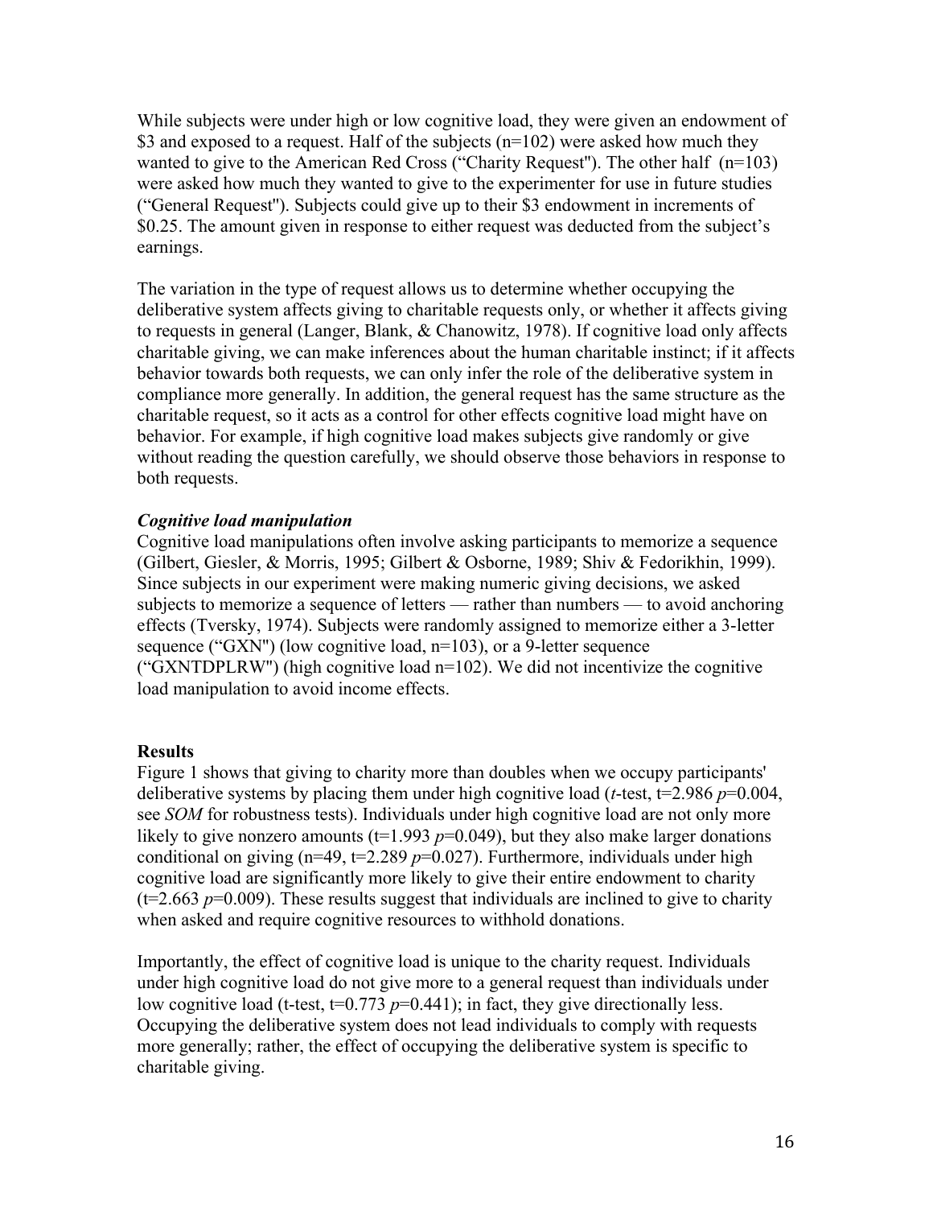While subjects were under high or low cognitive load, they were given an endowment of \$3 and exposed to a request. Half of the subjects (n=102) were asked how much they wanted to give to the American Red Cross ("Charity Request"). The other half (n=103) were asked how much they wanted to give to the experimenter for use in future studies ("General Request"). Subjects could give up to their \$3 endowment in increments of \$0.25. The amount given in response to either request was deducted from the subject's earnings.

The variation in the type of request allows us to determine whether occupying the deliberative system affects giving to charitable requests only, or whether it affects giving to requests in general (Langer, Blank, & Chanowitz, 1978). If cognitive load only affects charitable giving, we can make inferences about the human charitable instinct; if it affects behavior towards both requests, we can only infer the role of the deliberative system in compliance more generally. In addition, the general request has the same structure as the charitable request, so it acts as a control for other effects cognitive load might have on behavior. For example, if high cognitive load makes subjects give randomly or give without reading the question carefully, we should observe those behaviors in response to both requests.

***Cognitive load manipulation***

Cognitive load manipulations often involve asking participants to memorize a sequence (Gilbert, Giesler, & Morris, 1995; Gilbert & Osborne, 1989; Shiv & Fedorikhin, 1999). Since subjects in our experiment were making numeric giving decisions, we asked subjects to memorize a sequence of letters — rather than numbers — to avoid anchoring effects (Tversky, 1974). Subjects were randomly assigned to memorize either a 3-letter sequence ("GXN") (low cognitive load, n=103), or a 9-letter sequence ("GXNTDPLRW") (high cognitive load n=102). We did not incentivize the cognitive load manipulation to avoid income effects.

**Results**

Figure 1 shows that giving to charity more than doubles when we occupy participants' deliberative systems by placing them under high cognitive load (*t*-test, t=2.986 *p*=0.004, see *SOM* for robustness tests). Individuals under high cognitive load are not only more likely to give nonzero amounts (t=1.993 *p*=0.049), but they also make larger donations conditional on giving (n=49, t=2.289 *p*=0.027). Furthermore, individuals under high cognitive load are significantly more likely to give their entire endowment to charity (t=2.663 *p*=0.009). These results suggest that individuals are inclined to give to charity when asked and require cognitive resources to withhold donations.

Importantly, the effect of cognitive load is unique to the charity request. Individuals under high cognitive load do not give more to a general request than individuals under low cognitive load (t-test, t=0.773 *p*=0.441); in fact, they give directionally less. Occupying the deliberative system does not lead individuals to comply with requests more generally; rather, the effect of occupying the deliberative system is specific to charitable giving.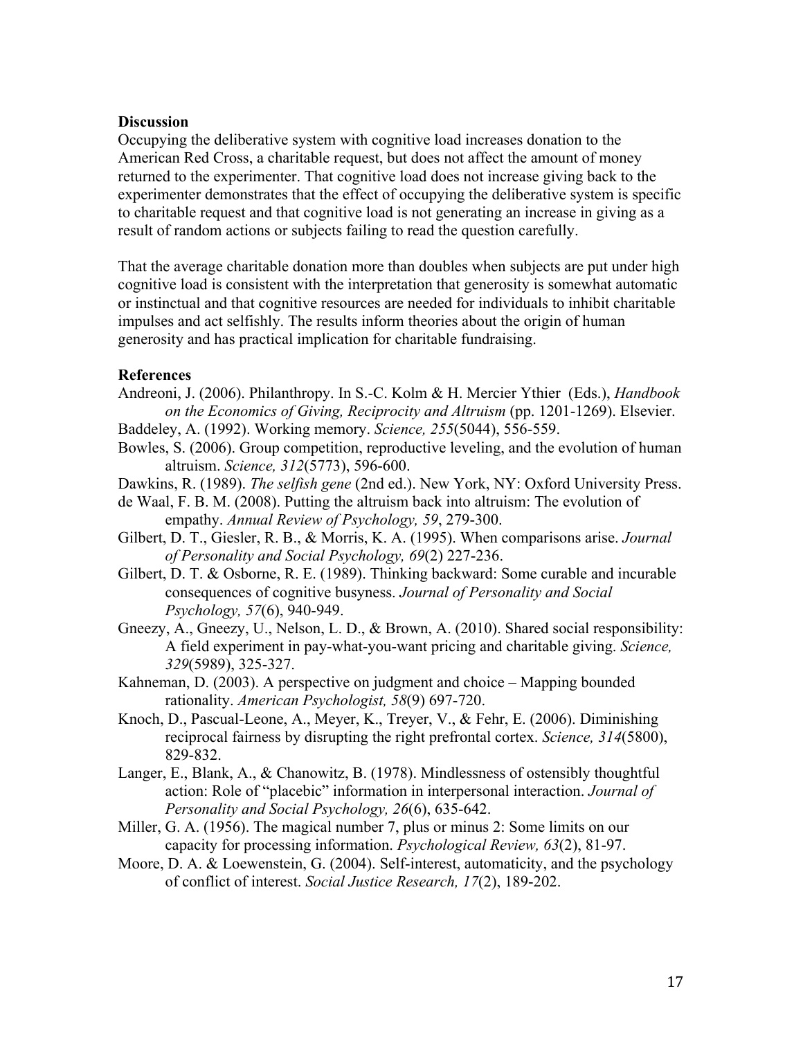**Discussion**

Occupying the deliberative system with cognitive load increases donation to the American Red Cross, a charitable request, but does not affect the amount of money returned to the experimenter. That cognitive load does not increase giving back to the experimenter demonstrates that the effect of occupying the deliberative system is specific to charitable request and that cognitive load is not generating an increase in giving as a result of random actions or subjects failing to read the question carefully.

That the average charitable donation more than doubles when subjects are put under high cognitive load is consistent with the interpretation that generosity is somewhat automatic or instinctual and that cognitive resources are needed for individuals to inhibit charitable impulses and act selfishly. The results inform theories about the origin of human generosity and has practical implication for charitable fundraising.

**References**

Andreoni, J. (2006). Philanthropy. In S.-C. Kolm & H. Mercier Ythier (Eds.), *Handbook on the Economics of Giving, Reciprocity and Altruism* (pp. 1201-1269). Elsevier.

Baddeley, A. (1992). Working memory. *Science, 255*(5044), 556-559.

Bowles, S. (2006). Group competition, reproductive leveling, and the evolution of human altruism. *Science, 312*(5773), 596-600.

Dawkins, R. (1989). *The selfish gene* (2nd ed.). New York, NY: Oxford University Press.

de Waal, F. B. M. (2008). Putting the altruism back into altruism: The evolution of empathy. *Annual Review of Psychology, 59*, 279-300.

Gilbert, D. T., Giesler, R. B., & Morris, K. A. (1995). When comparisons arise. *Journal of Personality and Social Psychology, 69*(2) 227-236.

Gilbert, D. T. & Osborne, R. E. (1989). Thinking backward: Some curable and incurable consequences of cognitive busyness. *Journal of Personality and Social Psychology, 57*(6), 940-949.

Gneezy, A., Gneezy, U., Nelson, L. D., & Brown, A. (2010). Shared social responsibility: A field experiment in pay-what-you-want pricing and charitable giving. *Science, 329*(5989), 325-327.

Kahneman, D. (2003). A perspective on judgment and choice – Mapping bounded rationality. *American Psychologist, 58*(9) 697-720.

Knoch, D., Pascual-Leone, A., Meyer, K., Treyer, V., & Fehr, E. (2006). Diminishing reciprocal fairness by disrupting the right prefrontal cortex. *Science, 314*(5800), 829-832.

Langer, E., Blank, A., & Chanowitz, B. (1978). Mindlessness of ostensibly thoughtful action: Role of "placebic" information in interpersonal interaction. *Journal of Personality and Social Psychology, 26*(6), 635-642.

Miller, G. A. (1956). The magical number 7, plus or minus 2: Some limits on our capacity for processing information. *Psychological Review, 63*(2), 81-97.

Moore, D. A. & Loewenstein, G. (2004). Self-interest, automaticity, and the psychology of conflict of interest. *Social Justice Research, 17*(2), 189-202.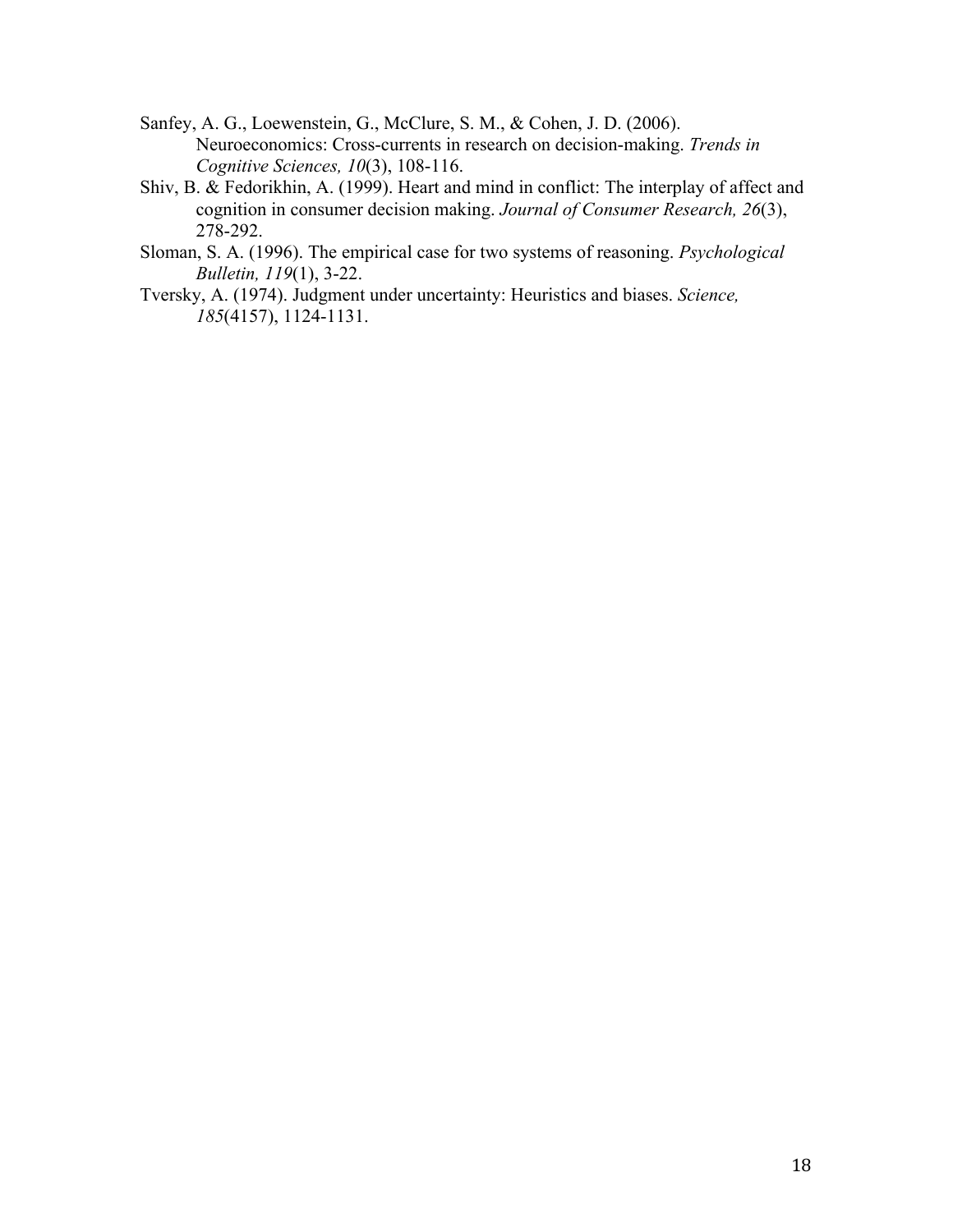Sanfey, A. G., Loewenstein, G., McClure, S. M., & Cohen, J. D. (2006). Neuroeconomics: Cross-currents in research on decision-making. *Trends in Cognitive Sciences, 10*(3), 108-116.

Shiv, B. & Fedorikhin, A. (1999). Heart and mind in conflict: The interplay of affect and cognition in consumer decision making. *Journal of Consumer Research, 26*(3), 278-292.

Sloman, S. A. (1996). The empirical case for two systems of reasoning. *Psychological Bulletin, 119*(1), 3-22.

Tversky, A. (1974). Judgment under uncertainty: Heuristics and biases. *Science, 185*(4157), 1124-1131.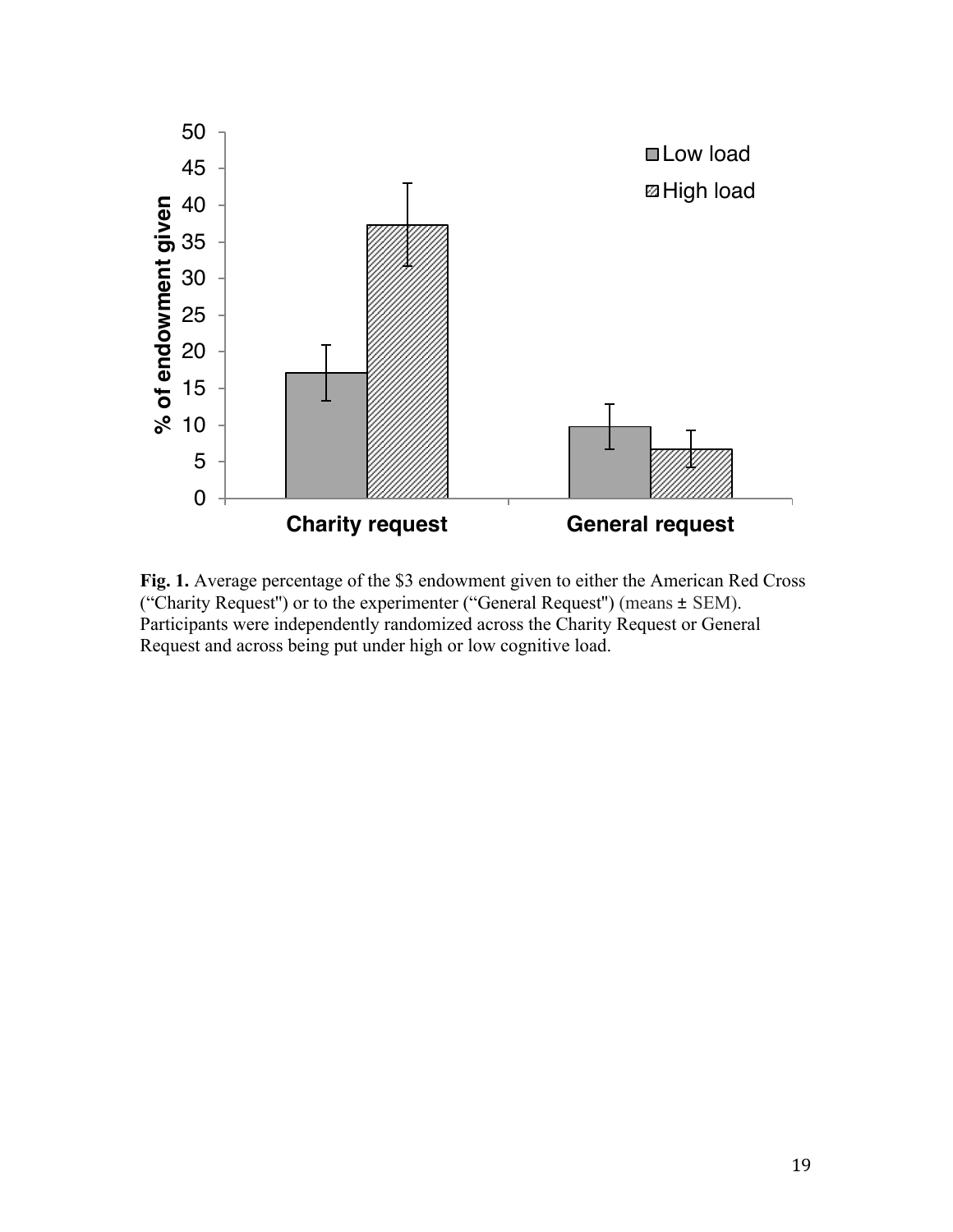50
45
40
35
30
25
20
15
10
5
0

% of endowment given

Low load
High load

Charity request
General request

**Fig. 1.** Average percentage of the $3 endowment given to either the American Red Cross ("Charity Request") or to the experimenter ("General Request") (means ± SEM). Participants were independently randomized across the Charity Request or General Request and across being put under high or low cognitive load.